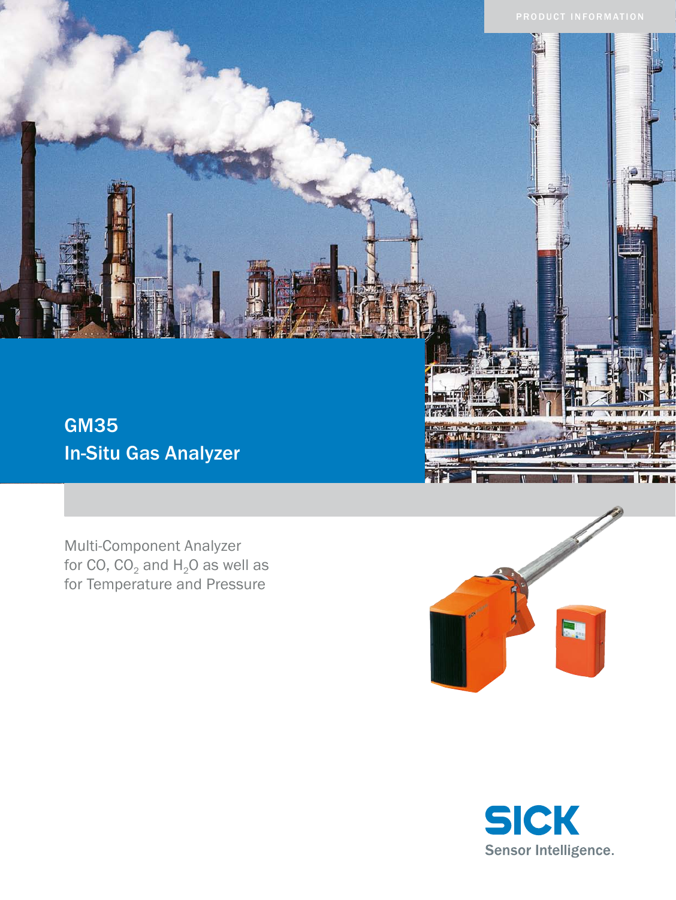PRODUCT INFORMATION

# GM35
# In-Situ Gas Analyzer

Multi-Component Analyzer for CO, $CO_2$ and $H_2O$ as well as for Temperature and Pressure

SICK
Sensor Intelligence.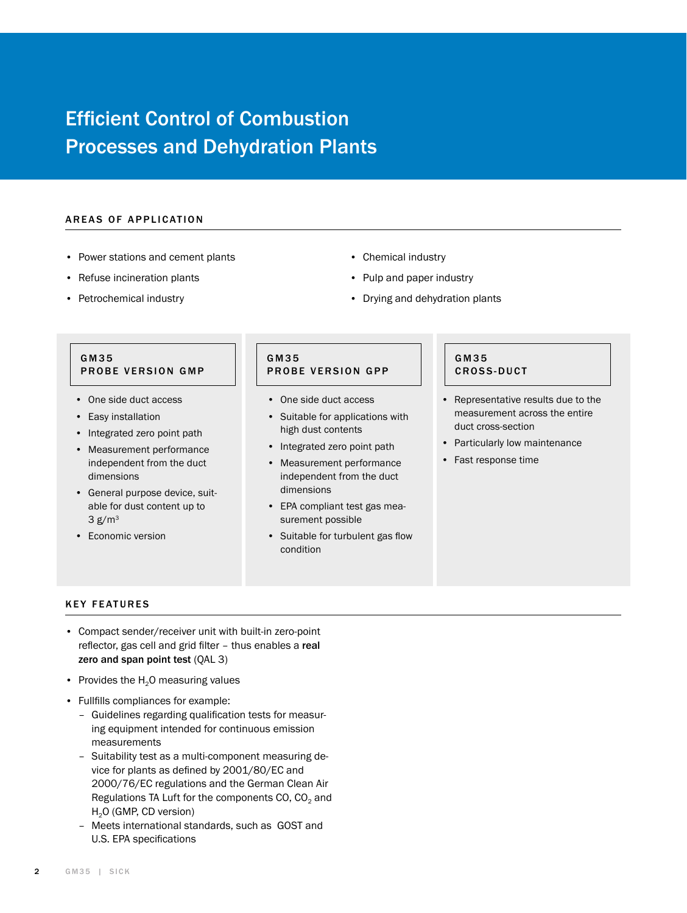# Efficient Control of Combustion Processes and Dehydration Plants

## AREAS OF APPLICATION

- Power stations and cement plants
- Refuse incineration plants
- Petrochemical industry
- Chemical industry
- Pulp and paper industry
- Drying and dehydration plants

### GM35 PROBE VERSION GMP

- One side duct access
- Easy installation
- Integrated zero point path
- Measurement performance independent from the duct dimensions
- General purpose device, suitable for dust content up to 3 g/m³
- Economic version

### GM35 PROBE VERSION GPP

- One side duct access
- Suitable for applications with high dust contents
- Integrated zero point path
- Measurement performance independent from the duct dimensions
- EPA compliant test gas measurement possible
- Suitable for turbulent gas flow condition

### GM35 CROSS-DUCT

- Representative results due to the measurement across the entire duct cross-section
- Particularly low maintenance
- Fast response time

## KEY FEATURES

- Compact sender/receiver unit with built-in zero-point reflector, gas cell and grid filter – thus enables a **real zero and span point test** (QAL 3)
- Provides the $H_2O$ measuring values
- Fullfills compliances for example:
  - Guidelines regarding qualification tests for measuring equipment intended for continuous emission measurements
  - Suitability test as a multi-component measuring device for plants as defined by 2001/80/EC and 2000/76/EC regulations and the German Clean Air Regulations TA Luft for the components CO, $CO_2$ and $H_2O$ (GMP, CD version)
  - Meets international standards, such as GOST and U.S. EPA specifications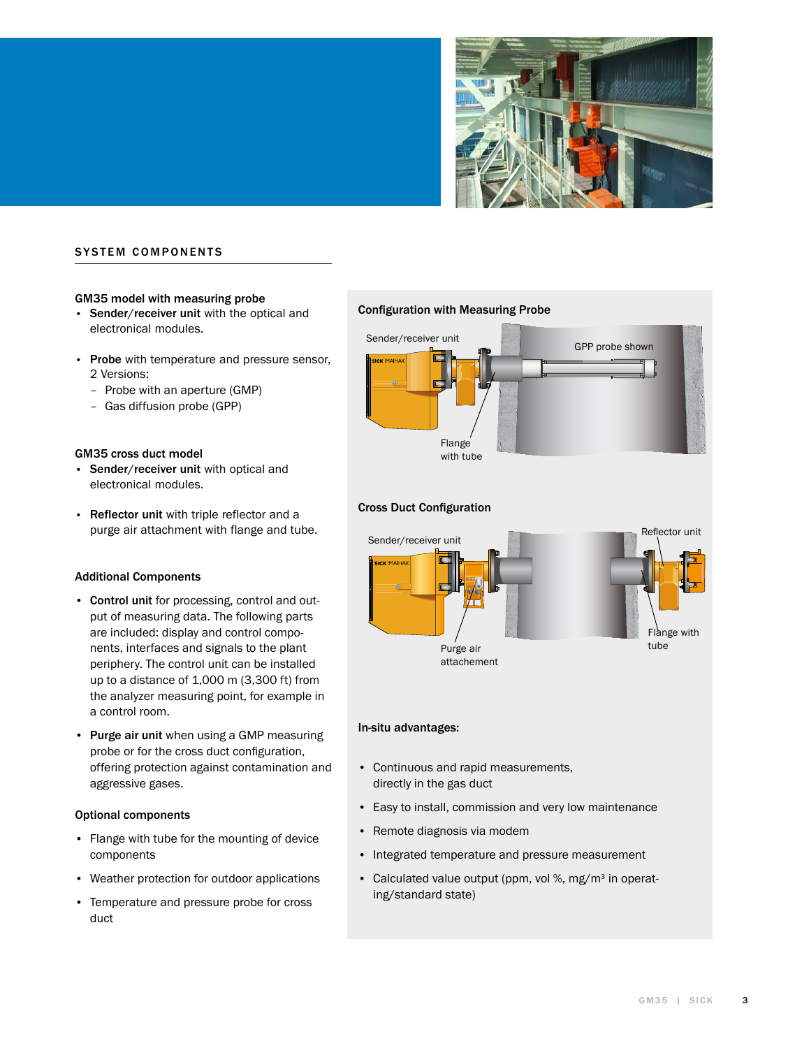## SYSTEM COMPONENTS

### GM35 model with measuring probe

- **Sender/receiver unit** with the optical and electronical modules.
- **Probe** with temperature and pressure sensor, 2 Versions:
  - Probe with an aperture (GMP)
  - Gas diffusion probe (GPP)

### GM35 cross duct model

- **Sender/receiver unit** with optical and electronical modules.
- **Reflector unit** with triple reflector and a purge air attachment with flange and tube.

### Additional Components

- **Control unit** for processing, control and output of measuring data. The following parts are included: display and control components, interfaces and signals to the plant periphery. The control unit can be installed up to a distance of 1,000 m (3,300 ft) from the analyzer measuring point, for example in a control room.
- **Purge air unit** when using a GMP measuring probe or for the cross duct configuration, offering protection against contamination and aggressive gases.

### Optional components

- Flange with tube for the mounting of device components
- Weather protection for outdoor applications
- Temperature and pressure probe for cross duct

### Configuration with Measuring Probe

Sender/receiver unit

GPP probe shown

Flange with tube

### Cross Duct Configuration

Sender/receiver unit

Reflector unit

Purge air attachement

Flange with tube

### In-situ advantages:

- Continuous and rapid measurements, directly in the gas duct
- Easy to install, commission and very low maintenance
- Remote diagnosis via modem
- Integrated temperature and pressure measurement
- Calculated value output (ppm, vol %, mg/m³ in operating/standard state)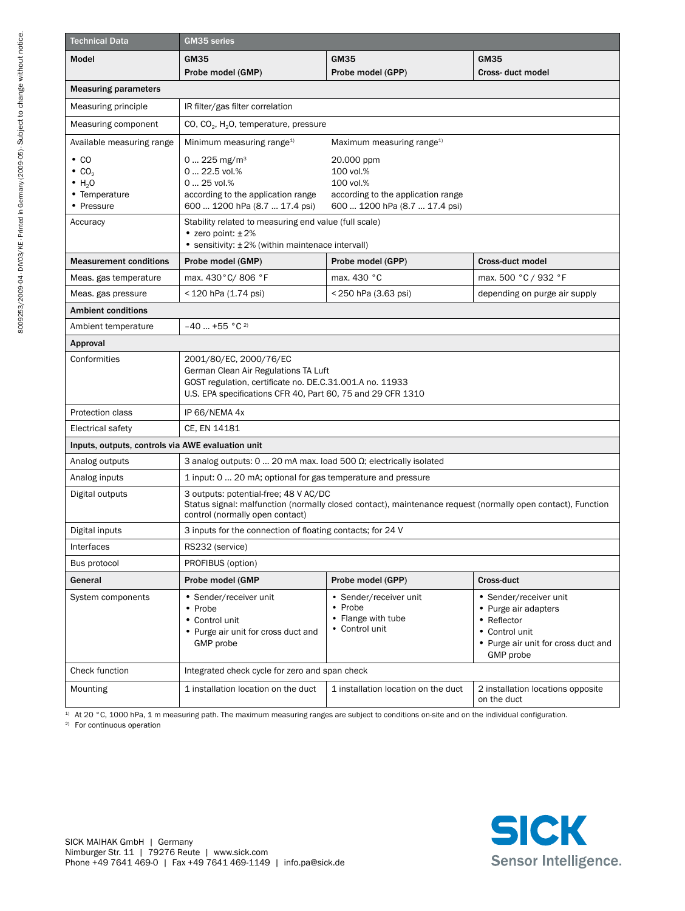| Technical Data | GM35 series | | |
|---|---|---|---|
| **Model** | **GM35 Probe model (GMP)** | **GM35 Probe model (GPP)** | **GM35 Cross- duct model** |
| **Measuring parameters** | | | |
| Measuring principle | IR filter/gas filter correlation | | |
| Measuring component | CO, $CO_2$, $H_2O$, temperature, pressure | | |
| Available measuring range | Minimum measuring range[1] | Maximum measuring range[1] | |
| • CO<br>• $CO_2$<br>• $H_2O$<br>• Temperature<br>• Pressure | 0 ... 225 mg/m³<br>0 ... 22.5 vol.%<br>0 ... 25 vol.%<br>according to the application range<br>600 ... 1200 hPa (8.7 ... 17.4 psi) | 20.000 ppm<br>100 vol.%<br>100 vol.%<br>according to the application range<br>600 ... 1200 hPa (8.7 ... 17.4 psi) | |
| Accuracy | Stability related to measuring end value (full scale)<br>• zero point: ± 2%<br>• sensitivity: ± 2% (within maintenace intervall) | | |
| **Measurement conditions** | **Probe model (GMP)** | **Probe model (GPP)** | **Cross-duct model** |
| Meas. gas temperature | max. 430 °C/ 806 °F | max. 430 °C | max. 500 °C / 932 °F |
| Meas. gas pressure | < 120 hPa (1.74 psi) | < 250 hPa (3.63 psi) | depending on purge air supply |
| **Ambient conditions** | | | |
| Ambient temperature | –40 ... +55 °C [2] | | |
| **Approval** | | | |
| Conformities | 2001/80/EC, 2000/76/EC<br>German Clean Air Regulations TA Luft<br>GOST regulation, certificate no. DE.C.31.001.A no. 11933<br>U.S. EPA specifications CFR 40, Part 60, 75 and 29 CFR 1310 | | |
| Protection class | IP 66/NEMA 4x | | |
| Electrical safety | CE, EN 14181 | | |
| **Inputs, outputs, controls via AWE evaluation unit** | | | |
| Analog outputs | 3 analog outputs: 0 ... 20 mA max. load 500 Ω; electrically isolated | | |
| Analog inputs | 1 input: 0 ... 20 mA; optional for gas temperature and pressure | | |
| Digital outputs | 3 outputs: potential-free; 48 V AC/DC<br>Status signal: malfunction (normally closed contact), maintenance request (normally open contact), Function control (normally open contact) | | |
| Digital inputs | 3 inputs for the connection of floating contacts; for 24 V | | |
| Interfaces | RS232 (service) | | |
| Bus protocol | PROFIBUS (option) | | |
| **General** | **Probe model (GMP** | **Probe model (GPP)** | **Cross-duct** |
| System components | • Sender/receiver unit<br>• Probe<br>• Control unit<br>• Purge air unit for cross duct and GMP probe | • Sender/receiver unit<br>• Probe<br>• Flange with tube<br>• Control unit | • Sender/receiver unit<br>• Purge air adapters<br>• Reflector<br>• Control unit<br>• Purge air unit for cross duct and GMP probe |
| Check function | Integrated check cycle for zero and span check | | |
| Mounting | 1 installation location on the duct | 1 installation location on the duct | 2 installation locations opposite on the duct |

[1] At 20 °C, 1000 hPa, 1 m measuring path. The maximum measuring ranges are subject to conditions on-site and on the individual configuration.

[2] For continuous operation

8009253/2009-04 · DIV03/KE · Printed in Germany (2009-05) · Subject to change without notice.

SICK MAIHAK GmbH | Germany
Nimburger Str. 11 | 79276 Reute | www.sick.com
Phone +49 7641 469-0 | Fax +49 7641 469-1149 | info.pa@sick.de

SICK
Sensor Intelligence.